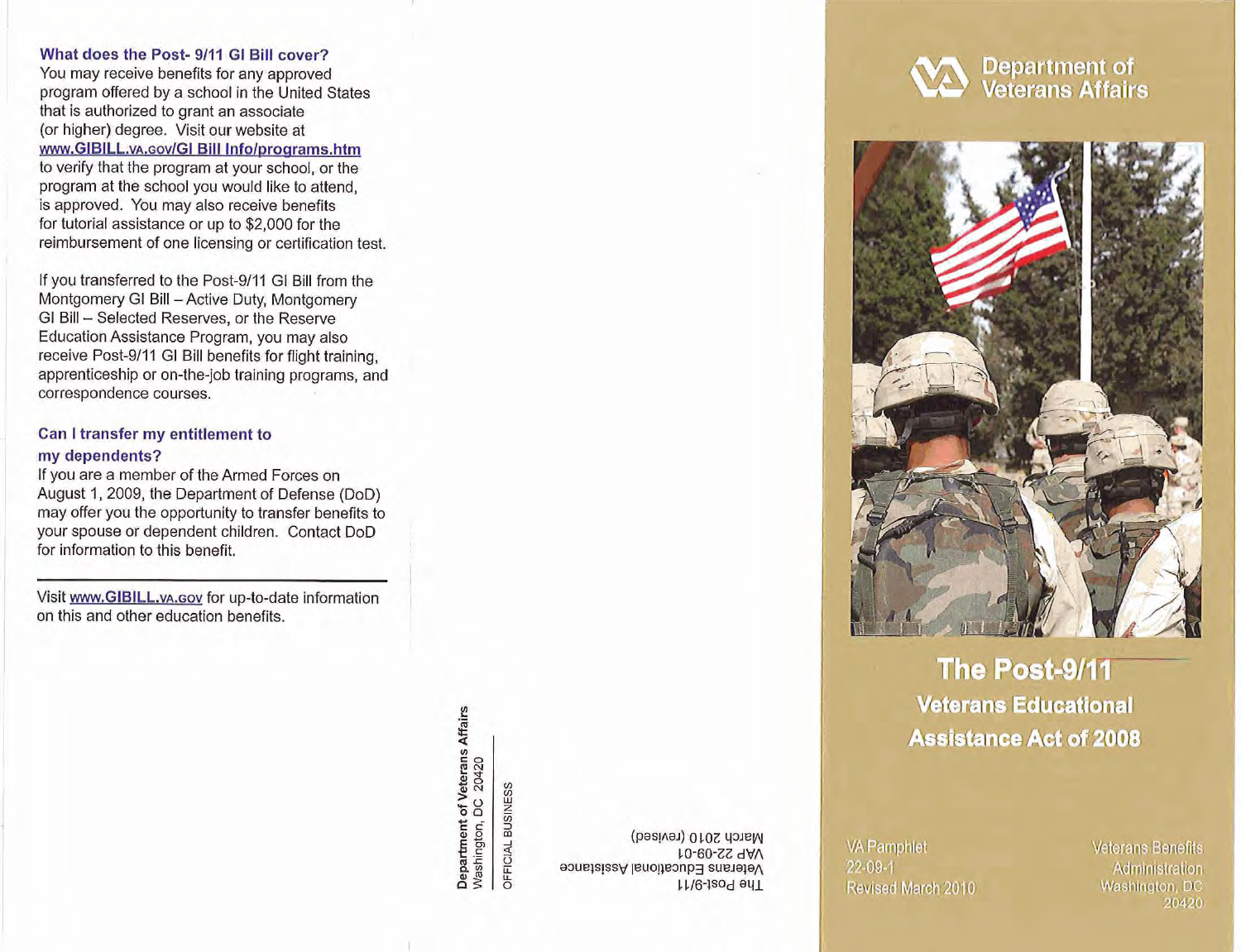## What does the Post- 9/11 GI Bill cover?

You may receive benefits for any approved program offered by a school in the United States that is authorized to grant an associate (or higher) degree. Visit our website at www.GIBILL.VA.GOV/GI Bill Info/programs.htm to verify that the program at your school, or the program at the school you would like to attend, is approved. You may also receive benefits for tutorial assistance or up to $2,000 for the reimbursement of one licensing or certification test.

If you transferred to the Post-9/11 GI Bill from the Montgomery GI Bill – Active Duty, Montgomery GI Bill – Selected Reserves, or the Reserve Education Assistance Program, you may also receive Post-9/11 GI Bill benefits for flight training, apprenticeship or on-the-job training programs, and correspondence courses.

## Can I transfer my entitlement to my dependents?

If you are a member of the Armed Forces on August 1, 2009, the Department of Defense (DoD) may offer you the opportunity to transfer benefits to your spouse or dependent children. Contact DoD for information to this benefit.

---

Visit www.GIBILL.VA.GOV for up-to-date information on this and other education benefits.

**Department of Veterans Affairs**
Washington, DC 20420

OFFICIAL BUSINESS

The Post-9/11
Veterans Educational Assistance
VAP 22-09-01
March 2010 (revised)

# Department of Veterans Affairs

# The Post-9/11 Veterans Educational Assistance Act of 2008

VA Pamphlet
22-09-1
Revised March 2010

Veterans Benefits Administration
Washington, DC
20420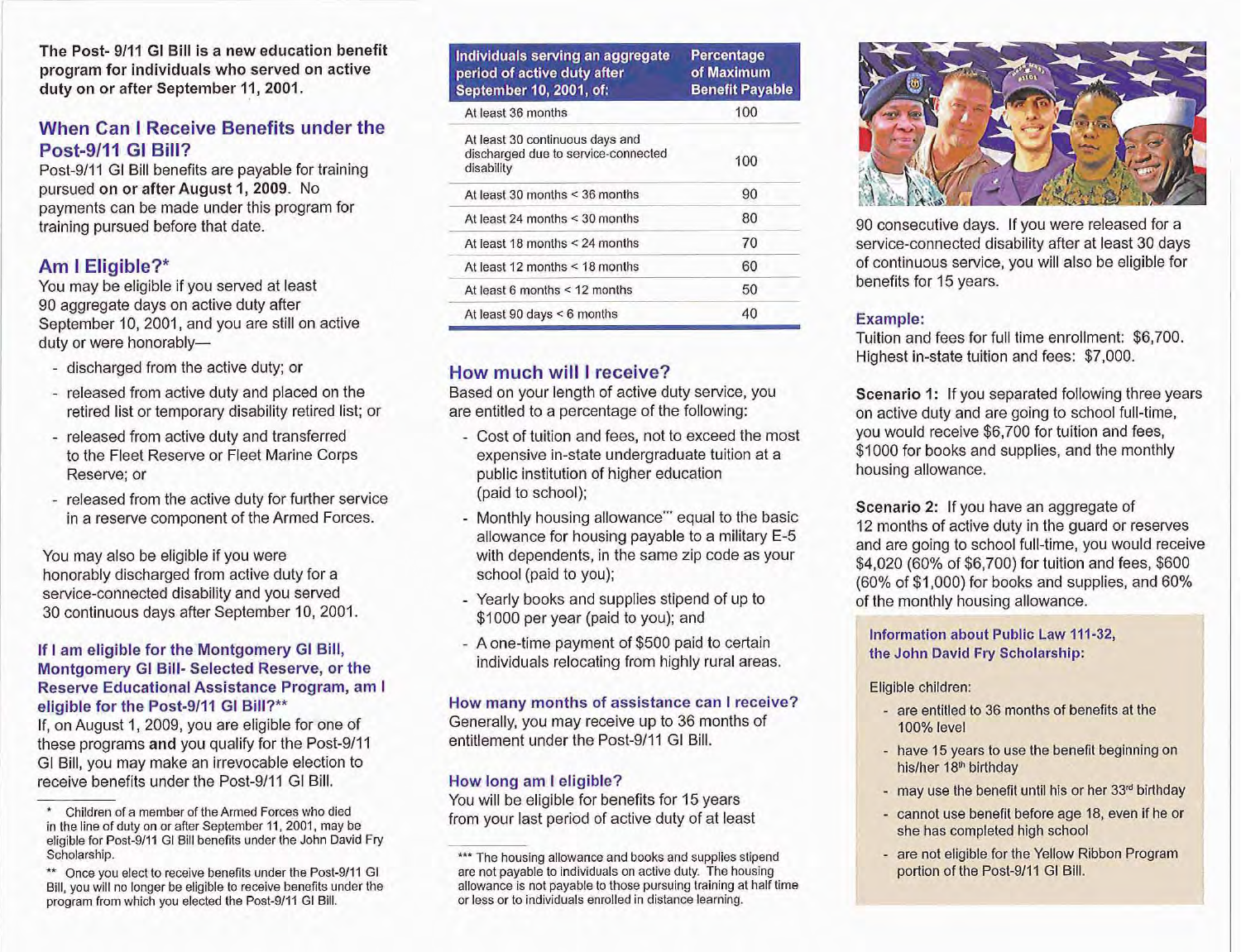**The Post- 9/11 GI Bill is a new education benefit program for individuals who served on active duty on or after September 11, 2001.**

## When Can I Receive Benefits under the Post-9/11 GI Bill?

Post-9/11 GI Bill benefits are payable for training pursued **on or after August 1, 2009**. No payments can be made under this program for training pursued before that date.

## Am I Eligible?*

You may be eligible if you served at least 90 aggregate days on active duty after September 10, 2001, and you are still on active duty or were honorably—

- discharged from the active duty; or
- released from active duty and placed on the retired list or temporary disability retired list; or
- released from active duty and transferred to the Fleet Reserve or Fleet Marine Corps Reserve; or
- released from the active duty for further service in a reserve component of the Armed Forces.

You may also be eligible if you were honorably discharged from active duty for a service-connected disability and you served 30 continuous days after September 10, 2001.

### If I am eligible for the Montgomery GI Bill, Montgomery GI Bill- Selected Reserve, or the Reserve Educational Assistance Program, am I eligible for the Post-9/11 GI Bill?**

If, on August 1, 2009, you are eligible for one of these programs **and** you qualify for the Post-9/11 GI Bill, you may make an irrevocable election to receive benefits under the Post-9/11 GI Bill.

\* Children of a member of the Armed Forces who died in the line of duty on or after September 11, 2001, may be eligible for Post-9/11 GI Bill benefits under the John David Fry Scholarship.

** Once you elect to receive benefits under the Post-9/11 GI Bill, you will no longer be eligible to receive benefits under the program from which you elected the Post-9/11 GI Bill.

| Individuals serving an aggregate period of active duty after September 10, 2001, of: | Percentage of Maximum Benefit Payable |
|---|---|
| At least 36 months | 100 |
| At least 30 continuous days and discharged due to service-connected disability | 100 |
| At least 30 months < 36 months | 90 |
| At least 24 months < 30 months | 80 |
| At least 18 months < 24 months | 70 |
| At least 12 months < 18 months | 60 |
| At least 6 months < 12 months | 50 |
| At least 90 days < 6 months | 40 |

## How much will I receive?

Based on your length of active duty service, you are entitled to a percentage of the following:

- Cost of tuition and fees, not to exceed the most expensive in-state undergraduate tuition at a public institution of higher education (paid to school);
- Monthly housing allowance*** equal to the basic allowance for housing payable to a military E-5 with dependents, in the same zip code as your school (paid to you);
- Yearly books and supplies stipend of up to $1000 per year (paid to you); and
- A one-time payment of $500 paid to certain individuals relocating from highly rural areas.

### How many months of assistance can I receive?

Generally, you may receive up to 36 months of entitlement under the Post-9/11 GI Bill.

### How long am I eligible?

You will be eligible for benefits for 15 years from your last period of active duty of at least 90 consecutive days. If you were released for a service-connected disability after at least 30 days of continuous service, you will also be eligible for benefits for 15 years.

*** The housing allowance and books and supplies stipend are not payable to individuals on active duty. The housing allowance is not payable to those pursuing training at half time or less or to individuals enrolled in distance learning.

### Example:

Tuition and fees for full time enrollment: $6,700.
Highest in-state tuition and fees: $7,000.

**Scenario 1:** If you separated following three years on active duty and are going to school full-time, you would receive $6,700 for tuition and fees, $1000 for books and supplies, and the monthly housing allowance.

**Scenario 2:** If you have an aggregate of 12 months of active duty in the guard or reserves and are going to school full-time, you would receive $4,020 (60% of $6,700) for tuition and fees, $600 (60% of $1,000) for books and supplies, and 60% of the monthly housing allowance.

### Information about Public Law 111-32, the John David Fry Scholarship:

Eligible children:

- are entitled to 36 months of benefits at the 100% level
- have 15 years to use the benefit beginning on his/her 18th birthday
- may use the benefit until his or her 33rd birthday
- cannot use benefit before age 18, even if he or she has completed high school
- are not eligible for the Yellow Ribbon Program portion of the Post-9/11 GI Bill.